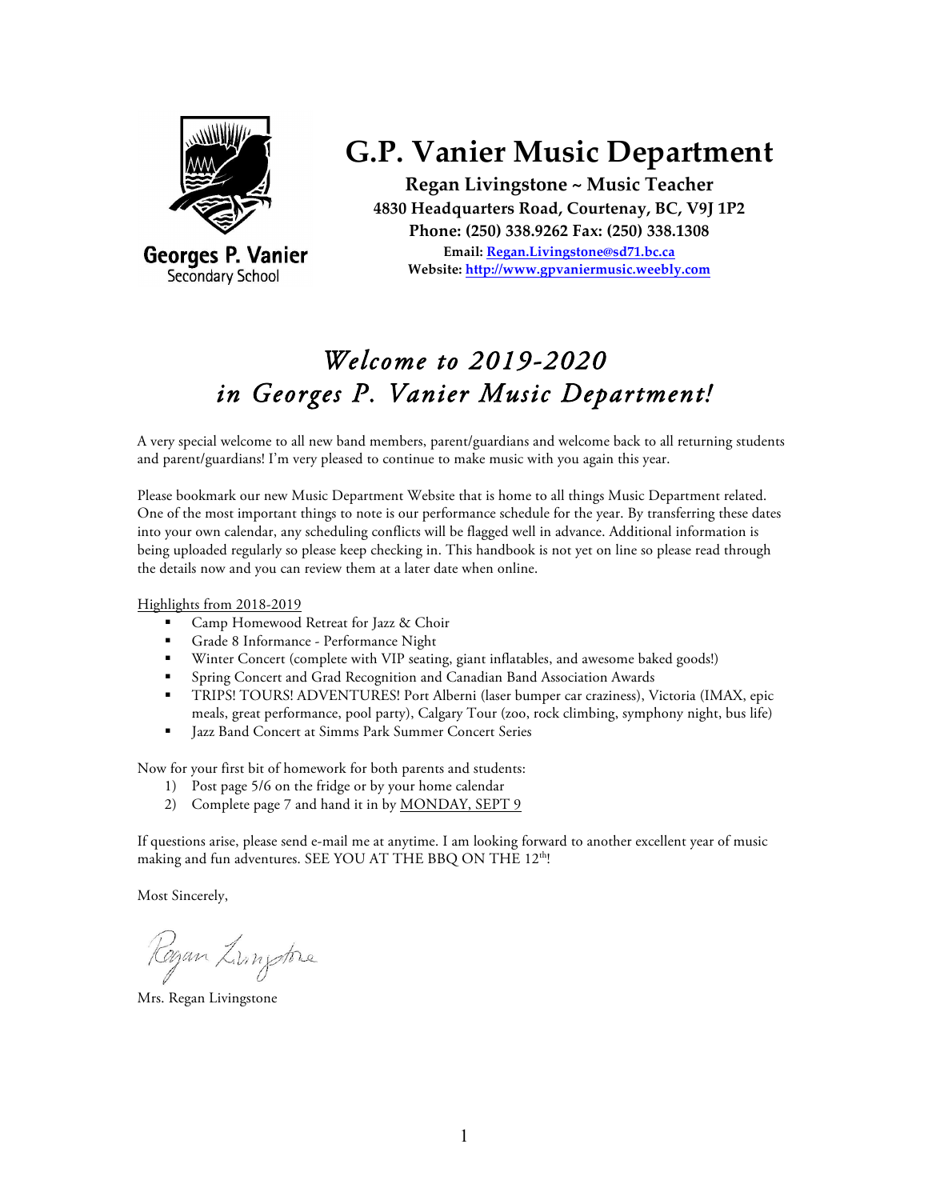Georges P. Vanier
Secondary School

# G.P. Vanier Music Department

**Regan Livingstone ~ Music Teacher**
**4830 Headquarters Road, Courtenay, BC, V9J 1P2**
**Phone: (250) 338.9262 Fax: (250) 338.1308**
**Email: Regan.Livingstone@sd71.bc.ca**
**Website: http://www.gpvaniermusic.weebly.com**

## *Welcome to 2019-2020 in Georges P. Vanier Music Department!*

A very special welcome to all new band members, parent/guardians and welcome back to all returning students and parent/guardians! I'm very pleased to continue to make music with you again this year.

Please bookmark our new Music Department Website that is home to all things Music Department related. One of the most important things to note is our performance schedule for the year. By transferring these dates into your own calendar, any scheduling conflicts will be flagged well in advance. Additional information is being uploaded regularly so please keep checking in. This handbook is not yet on line so please read through the details now and you can review them at a later date when online.

<u>Highlights from 2018-2019</u>

- Camp Homewood Retreat for Jazz & Choir
- Grade 8 Informance - Performance Night
- Winter Concert (complete with VIP seating, giant inflatables, and awesome baked goods!)
- Spring Concert and Grad Recognition and Canadian Band Association Awards
- TRIPS! TOURS! ADVENTURES! Port Alberni (laser bumper car craziness), Victoria (IMAX, epic meals, great performance, pool party), Calgary Tour (zoo, rock climbing, symphony night, bus life)
- Jazz Band Concert at Simms Park Summer Concert Series

Now for your first bit of homework for both parents and students:

1) Post page 5/6 on the fridge or by your home calendar
2) Complete page 7 and hand it in by <u>MONDAY, SEPT 9</u>

If questions arise, please send e-mail me at anytime. I am looking forward to another excellent year of music making and fun adventures. SEE YOU AT THE BBQ ON THE 12th!

Most Sincerely,

Regan Livingstone

Mrs. Regan Livingstone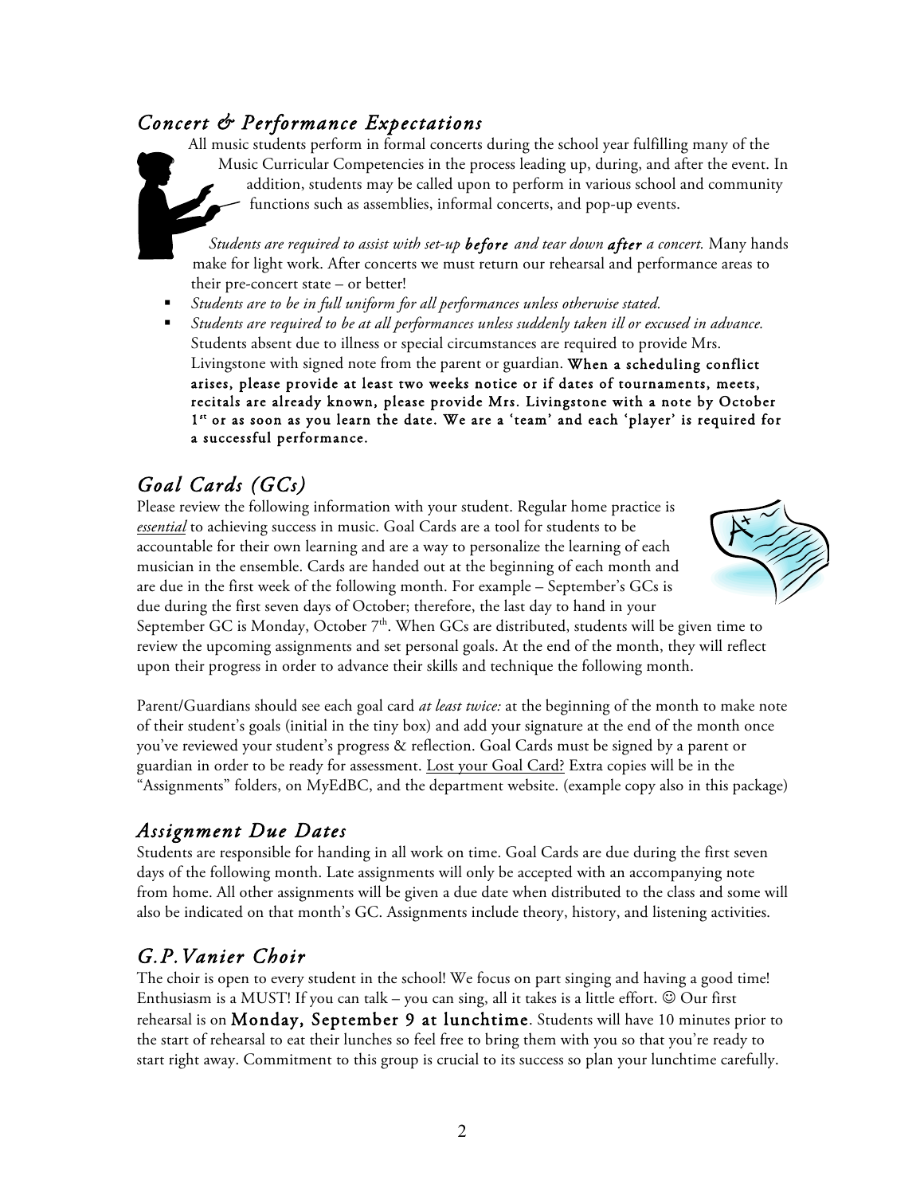## *Concert & Performance Expectations*

All music students perform in formal concerts during the school year fulfilling many of the Music Curricular Competencies in the process leading up, during, and after the event. In addition, students may be called upon to perform in various school and community functions such as assemblies, informal concerts, and pop-up events.

*Students are required to assist with set-up* ***before*** *and tear down* ***after*** *a concert.* Many hands make for light work. After concerts we must return our rehearsal and performance areas to their pre-concert state – or better!

- *Students are to be in full uniform for all performances unless otherwise stated.*
- *Students are required to be at all performances unless suddenly taken ill or excused in advance.* Students absent due to illness or special circumstances are required to provide Mrs. Livingstone with signed note from the parent or guardian. **When a scheduling conflict arises, please provide at least two weeks notice or if dates of tournaments, meets, recitals are already known, please provide Mrs. Livingstone with a note by October 1st or as soon as you learn the date. We are a 'team' and each 'player' is required for a successful performance.**

## *Goal Cards (GCs)*

Please review the following information with your student. Regular home practice is *essential* to achieving success in music. Goal Cards are a tool for students to be accountable for their own learning and are a way to personalize the learning of each musician in the ensemble. Cards are handed out at the beginning of each month and are due in the first week of the following month. For example – September's GCs is due during the first seven days of October; therefore, the last day to hand in your September GC is Monday, October 7th. When GCs are distributed, students will be given time to review the upcoming assignments and set personal goals. At the end of the month, they will reflect upon their progress in order to advance their skills and technique the following month.

Parent/Guardians should see each goal card *at least twice:* at the beginning of the month to make note of their student's goals (initial in the tiny box) and add your signature at the end of the month once you've reviewed your student's progress & reflection. Goal Cards must be signed by a parent or guardian in order to be ready for assessment. Lost your Goal Card? Extra copies will be in the "Assignments" folders, on MyEdBC, and the department website. (example copy also in this package)

## *Assignment Due Dates*

Students are responsible for handing in all work on time. Goal Cards are due during the first seven days of the following month. Late assignments will only be accepted with an accompanying note from home. All other assignments will be given a due date when distributed to the class and some will also be indicated on that month's GC. Assignments include theory, history, and listening activities.

## *G.P.Vanier Choir*

The choir is open to every student in the school! We focus on part singing and having a good time! Enthusiasm is a MUST! If you can talk – you can sing, all it takes is a little effort. ☺ Our first rehearsal is on **Monday, September 9 at lunchtime**. Students will have 10 minutes prior to the start of rehearsal to eat their lunches so feel free to bring them with you so that you're ready to start right away. Commitment to this group is crucial to its success so plan your lunchtime carefully.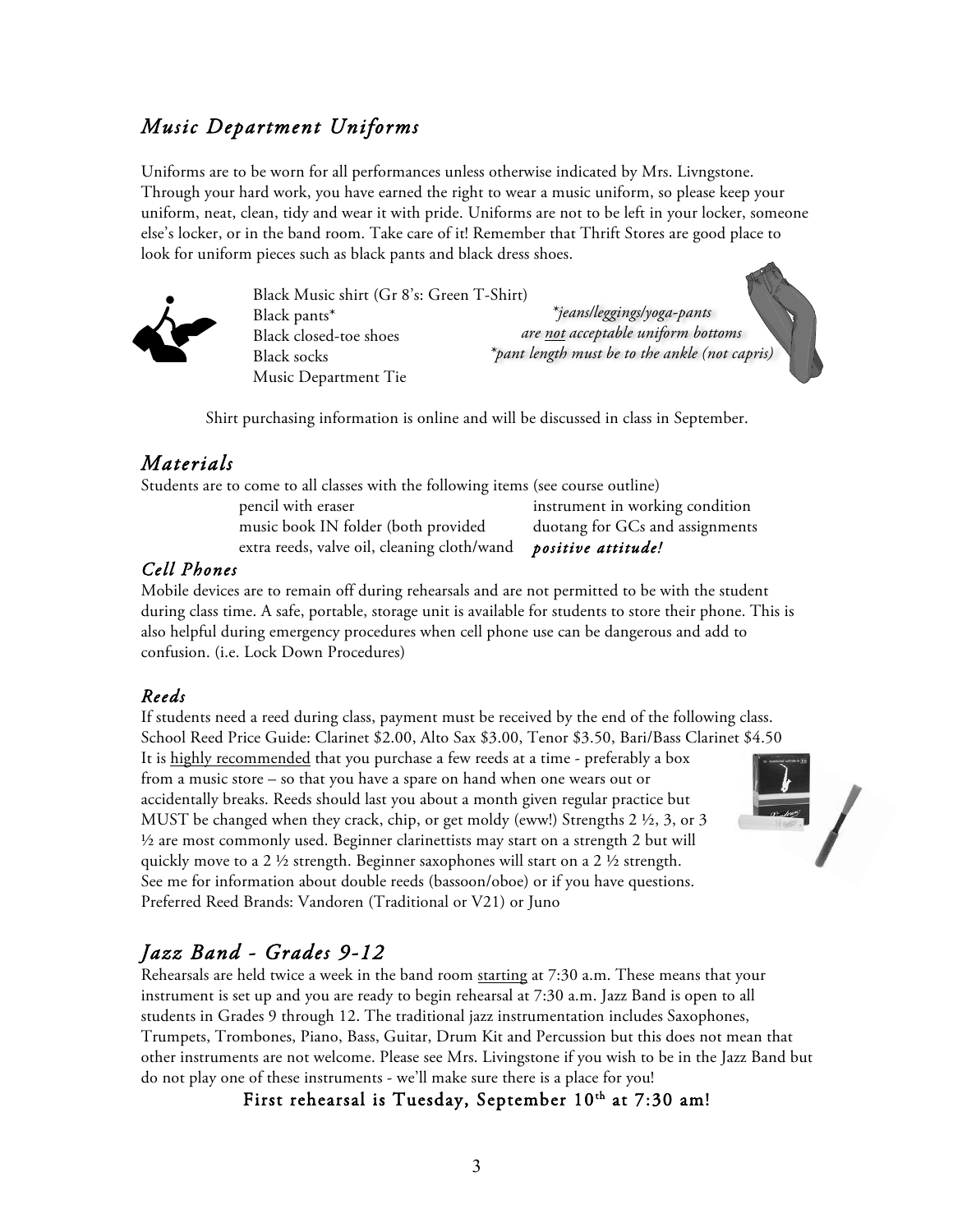## *Music Department Uniforms*

Uniforms are to be worn for all performances unless otherwise indicated by Mrs. Livngstone. Through your hard work, you have earned the right to wear a music uniform, so please keep your uniform, neat, clean, tidy and wear it with pride. Uniforms are not to be left in your locker, someone else's locker, or in the band room. Take care of it! Remember that Thrift Stores are good place to look for uniform pieces such as black pants and black dress shoes.

Black Music shirt (Gr 8's: Green T-Shirt)
Black pants*
Black closed-toe shoes
Black socks
Music Department Tie

*\*jeans/leggings/yoga-pants are not acceptable uniform bottoms*
*\*pant length must be to the ankle (not capris)*

Shirt purchasing information is online and will be discussed in class in September.

## *Materials*

Students are to come to all classes with the following items (see course outline)

- pencil with eraser
- music book IN folder (both provided
- extra reeds, valve oil, cleaning cloth/wand
- instrument in working condition
- duotang for GCs and assignments
- ***positive attitude!***

### *Cell Phones*

Mobile devices are to remain off during rehearsals and are not permitted to be with the student during class time. A safe, portable, storage unit is available for students to store their phone. This is also helpful during emergency procedures when cell phone use can be dangerous and add to confusion. (i.e. Lock Down Procedures)

### *Reeds*

If students need a reed during class, payment must be received by the end of the following class. School Reed Price Guide: Clarinet $2.00, Alto Sax $3.00, Tenor $3.50, Bari/Bass Clarinet $4.50
It is highly recommended that you purchase a few reeds at a time - preferably a box from a music store – so that you have a spare on hand when one wears out or accidentally breaks. Reeds should last you about a month given regular practice but MUST be changed when they crack, chip, or get moldy (eww!) Strengths 2 ½, 3, or 3 ½ are most commonly used. Beginner clarinettists may start on a strength 2 but will quickly move to a 2 ½ strength. Beginner saxophones will start on a 2 ½ strength. See me for information about double reeds (bassoon/oboe) or if you have questions. Preferred Reed Brands: Vandoren (Traditional or V21) or Juno

## *Jazz Band - Grades 9-12*

Rehearsals are held twice a week in the band room starting at 7:30 a.m. These means that your instrument is set up and you are ready to begin rehearsal at 7:30 a.m. Jazz Band is open to all students in Grades 9 through 12. The traditional jazz instrumentation includes Saxophones, Trumpets, Trombones, Piano, Bass, Guitar, Drum Kit and Percussion but this does not mean that other instruments are not welcome. Please see Mrs. Livingstone if you wish to be in the Jazz Band but do not play one of these instruments - we'll make sure there is a place for you!

**First rehearsal is Tuesday, September 10th at 7:30 am!**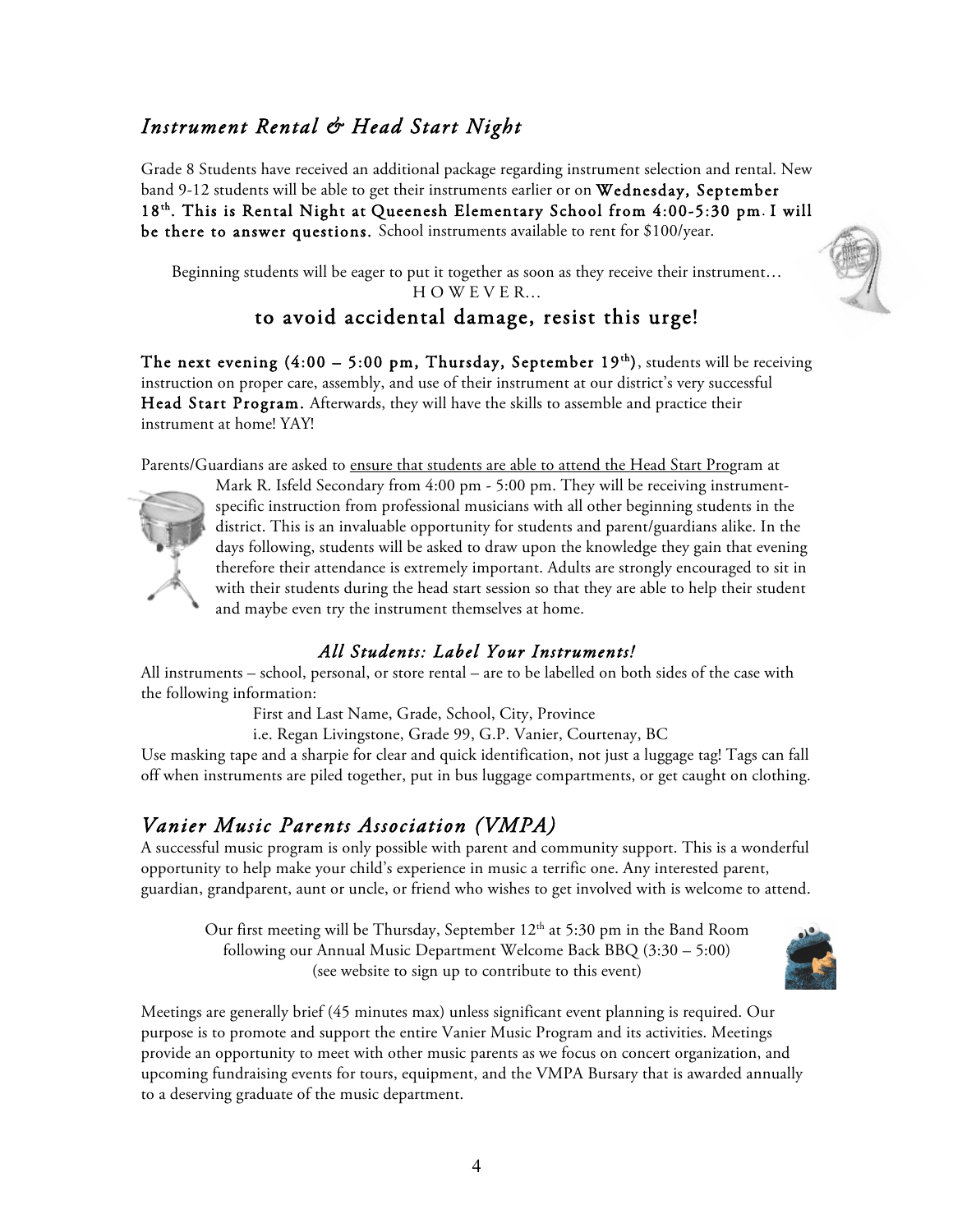## *Instrument Rental & Head Start Night*

Grade 8 Students have received an additional package regarding instrument selection and rental. New band 9-12 students will be able to get their instruments earlier or on **Wednesday, September 18th. This is Rental Night at Queenesh Elementary School from 4:00-5:30 pm. I will be there to answer questions.** School instruments available to rent for $100/year.

Beginning students will be eager to put it together as soon as they receive their instrument…
H O W E V E R…

**to avoid accidental damage, resist this urge!**

**The next evening (4:00 – 5:00 pm, Thursday, September 19th)**, students will be receiving instruction on proper care, assembly, and use of their instrument at our district's very successful **Head Start Program.** Afterwards, they will have the skills to assemble and practice their instrument at home! YAY!

Parents/Guardians are asked to ensure that students are able to attend the Head Start Program at Mark R. Isfeld Secondary from 4:00 pm - 5:00 pm. They will be receiving instrument-specific instruction from professional musicians with all other beginning students in the district. This is an invaluable opportunity for students and parent/guardians alike. In the days following, students will be asked to draw upon the knowledge they gain that evening therefore their attendance is extremely important. Adults are strongly encouraged to sit in with their students during the head start session so that they are able to help their student and maybe even try the instrument themselves at home.

### *All Students: Label Your Instruments!*

All instruments – school, personal, or store rental – are to be labelled on both sides of the case with the following information:

First and Last Name, Grade, School, City, Province
i.e. Regan Livingstone, Grade 99, G.P. Vanier, Courtenay, BC

Use masking tape and a sharpie for clear and quick identification, not just a luggage tag! Tags can fall off when instruments are piled together, put in bus luggage compartments, or get caught on clothing.

## *Vanier Music Parents Association (VMPA)*

A successful music program is only possible with parent and community support. This is a wonderful opportunity to help make your child's experience in music a terrific one. Any interested parent, guardian, grandparent, aunt or uncle, or friend who wishes to get involved with is welcome to attend.

Our first meeting will be Thursday, September 12th at 5:30 pm in the Band Room following our Annual Music Department Welcome Back BBQ (3:30 – 5:00) (see website to sign up to contribute to this event)

Meetings are generally brief (45 minutes max) unless significant event planning is required. Our purpose is to promote and support the entire Vanier Music Program and its activities. Meetings provide an opportunity to meet with other music parents as we focus on concert organization, and upcoming fundraising events for tours, equipment, and the VMPA Bursary that is awarded annually to a deserving graduate of the music department.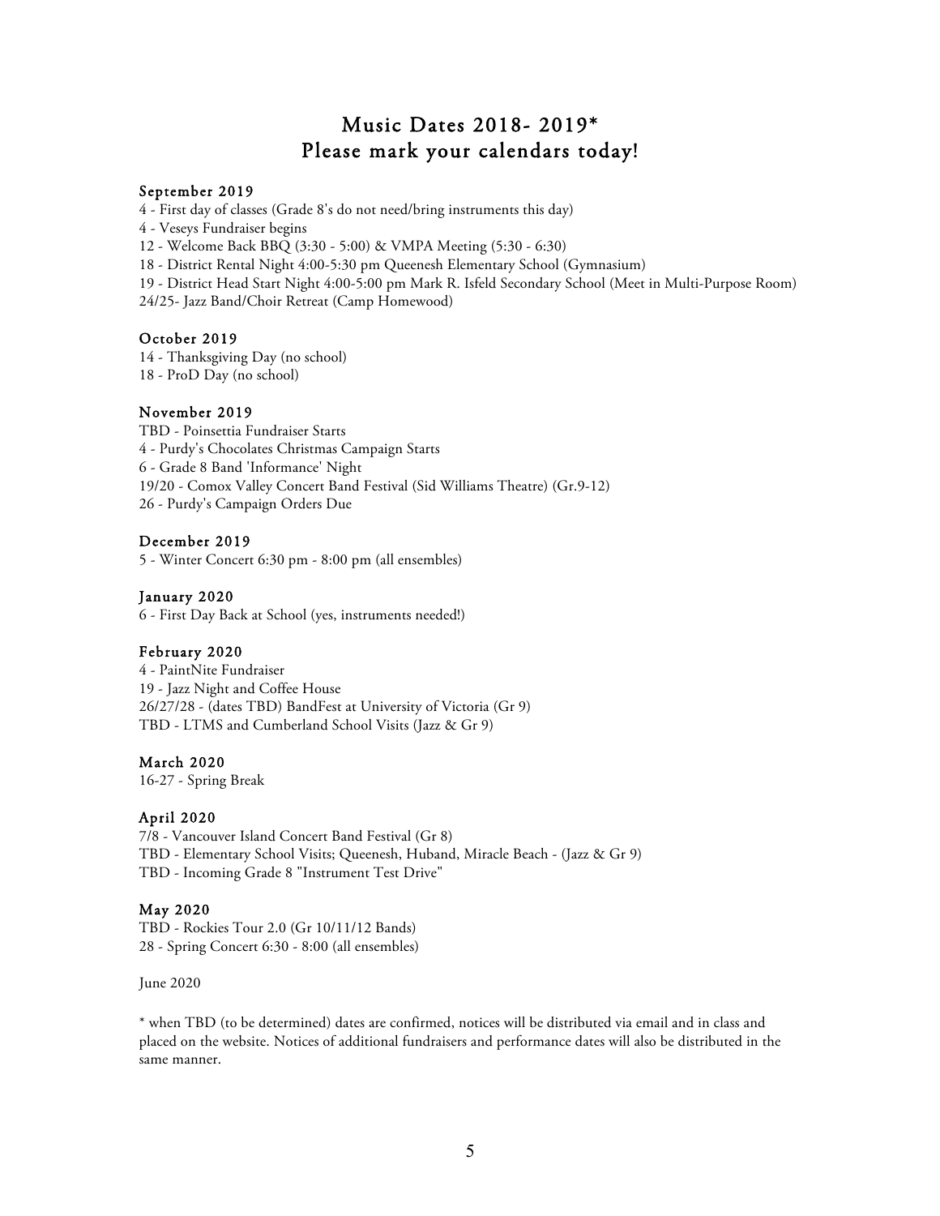# Music Dates 2018- 2019*
## Please mark your calendars today!

### September 2019

4 - First day of classes (Grade 8's do not need/bring instruments this day)
4 - Veseys Fundraiser begins
12 - Welcome Back BBQ (3:30 - 5:00) & VMPA Meeting (5:30 - 6:30)
18 - District Rental Night 4:00-5:30 pm Queenesh Elementary School (Gymnasium)
19 - District Head Start Night 4:00-5:00 pm Mark R. Isfeld Secondary School (Meet in Multi-Purpose Room)
24/25- Jazz Band/Choir Retreat (Camp Homewood)

### October 2019

14 - Thanksgiving Day (no school)
18 - ProD Day (no school)

### November 2019

TBD - Poinsettia Fundraiser Starts
4 - Purdy's Chocolates Christmas Campaign Starts
6 - Grade 8 Band 'Informance' Night
19/20 - Comox Valley Concert Band Festival (Sid Williams Theatre) (Gr.9-12)
26 - Purdy's Campaign Orders Due

### December 2019

5 - Winter Concert 6:30 pm - 8:00 pm (all ensembles)

### January 2020

6 - First Day Back at School (yes, instruments needed!)

### February 2020

4 - PaintNite Fundraiser
19 - Jazz Night and Coffee House
26/27/28 - (dates TBD) BandFest at University of Victoria (Gr 9)
TBD - LTMS and Cumberland School Visits (Jazz & Gr 9)

### March 2020

16-27 - Spring Break

### April 2020

7/8 - Vancouver Island Concert Band Festival (Gr 8)
TBD - Elementary School Visits; Queenesh, Huband, Miracle Beach - (Jazz & Gr 9)
TBD - Incoming Grade 8 "Instrument Test Drive"

### May 2020

TBD - Rockies Tour 2.0 (Gr 10/11/12 Bands)
28 - Spring Concert 6:30 - 8:00 (all ensembles)

June 2020

* when TBD (to be determined) dates are confirmed, notices will be distributed via email and in class and placed on the website. Notices of additional fundraisers and performance dates will also be distributed in the same manner.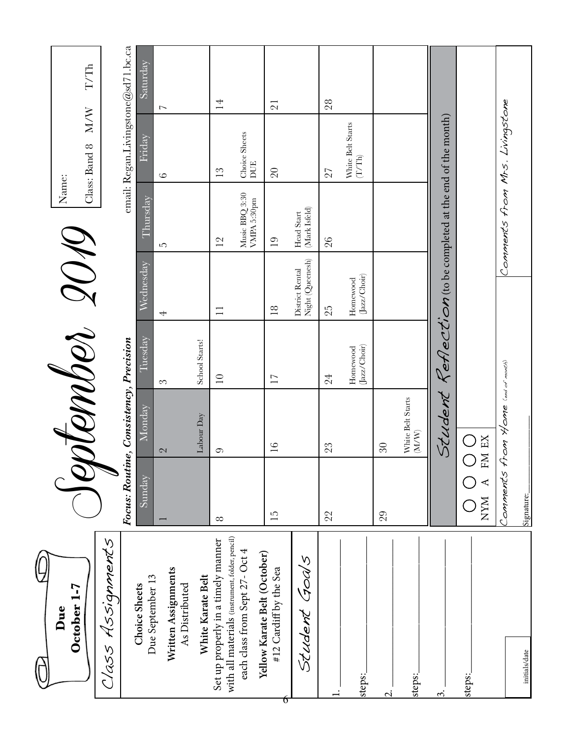# September 2019

**Due October 1-7**

Name:

Class: Band 8 M/W T/Th

email: Regan.Livingstone@sd71.bc.ca

*Focus: Routine, Consistency, Precision*

| Sunday | Monday | Tuesday | Wednesday | Thursday | Friday | Saturday |
|---|---|---|---|---|---|---|
| 1 | 2 Labour Day | 3 School Starts! | 4 | 5 | 6 | 7 |
| 8 | 9 | 10 | 11 | 12 Music BBQ 3:30 VMPA 5:30pm | 13 Choice Sheets DUE | 14 |
| 15 | 16 | 17 | 18 District Rental Night (Queenesh) | 19 Head Start (Mark Isfeld) | 20 | 21 |
| 22 | 23 | 24 Homewood (Jazz/Choir) | 25 Homewood (Jazz/Choir) | 26 | 27 White Belt Starts (T/Th) | 28 |
| 29 | 30 White Belt Starts (M/W) | | | | | |

## Class Assignments

**Choice Sheets**
Due September 13

**Written Assignments**
As Distributed

**White Karate Belt**
Set up properly in a timely manner with all materials (instrument, folder, pencil) each class from Sept 27 - Oct 4

**Yellow Karate Belt (October)**
#12 Cardiff by the Sea

## Student Goals

1. ______________________

steps: ______________________

2. ______________________

steps: ______________________

3. ______________________

steps: ______________________

initials/date

## Student Reflection (to be completed at the end of the month)

○ NYM ○ A ○ FM ○ EX

## Comments from Home (end of month)

Signature: ______________________

## Comments from Mrs. Livingstone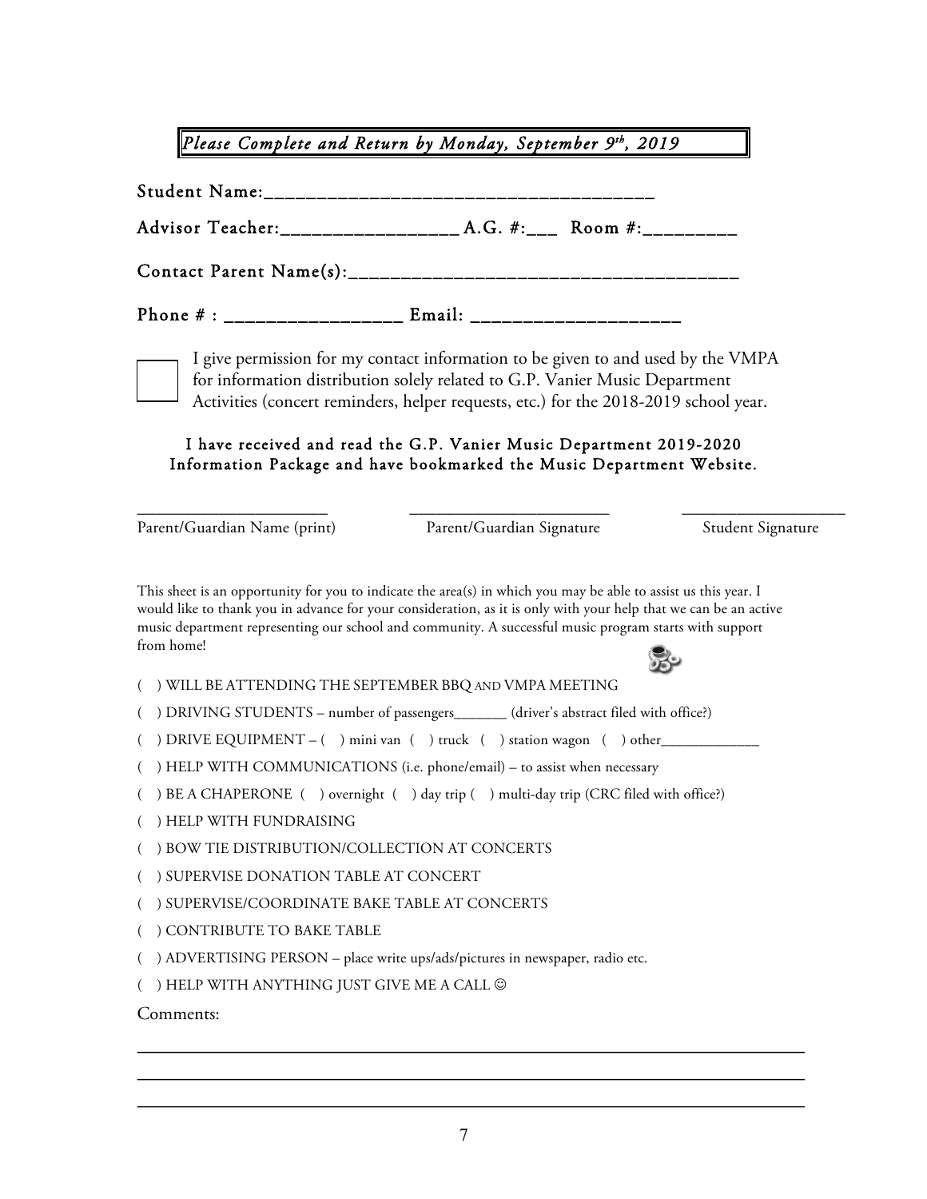*Please Complete and Return by Monday, September 9th, 2019*

Student Name:_______________________________________

Advisor Teacher:__________________ A.G. #:___ Room #:_________

Contact Parent Name(s):______________________________________

Phone # : _________________ Email: ____________________

☐ I give permission for my contact information to be given to and used by the VMPA for information distribution solely related to G.P. Vanier Music Department Activities (concert reminders, helper requests, etc.) for the 2018-2019 school year.

I have received and read the G.P. Vanier Music Department 2019-2020 Information Package and have bookmarked the Music Department Website.

| | | |
|---|---|---|
| ______________________ | ______________________ | ______________________ |
| Parent/Guardian Name (print) | Parent/Guardian Signature | Student Signature |

This sheet is an opportunity for you to indicate the area(s) in which you may be able to assist us this year. I would like to thank you in advance for your consideration, as it is only with your help that we can be an active music department representing our school and community. A successful music program starts with support from home!

( ) WILL BE ATTENDING THE SEPTEMBER BBQ AND VMPA MEETING

( ) DRIVING STUDENTS – number of passengers_______ (driver's abstract filed with office?)

( ) DRIVE EQUIPMENT – ( ) mini van ( ) truck ( ) station wagon ( ) other_____________

( ) HELP WITH COMMUNICATIONS (i.e. phone/email) – to assist when necessary

( ) BE A CHAPERONE ( ) overnight ( ) day trip ( ) multi-day trip (CRC filed with office?)

( ) HELP WITH FUNDRAISING

( ) BOW TIE DISTRIBUTION/COLLECTION AT CONCERTS

( ) SUPERVISE DONATION TABLE AT CONCERT

( ) SUPERVISE/COORDINATE BAKE TABLE AT CONCERTS

( ) CONTRIBUTE TO BAKE TABLE

( ) ADVERTISING PERSON – place write ups/ads/pictures in newspaper, radio etc.

( ) HELP WITH ANYTHING JUST GIVE ME A CALL ☺

Comments:

___________________________________________________________________________

___________________________________________________________________________

___________________________________________________________________________